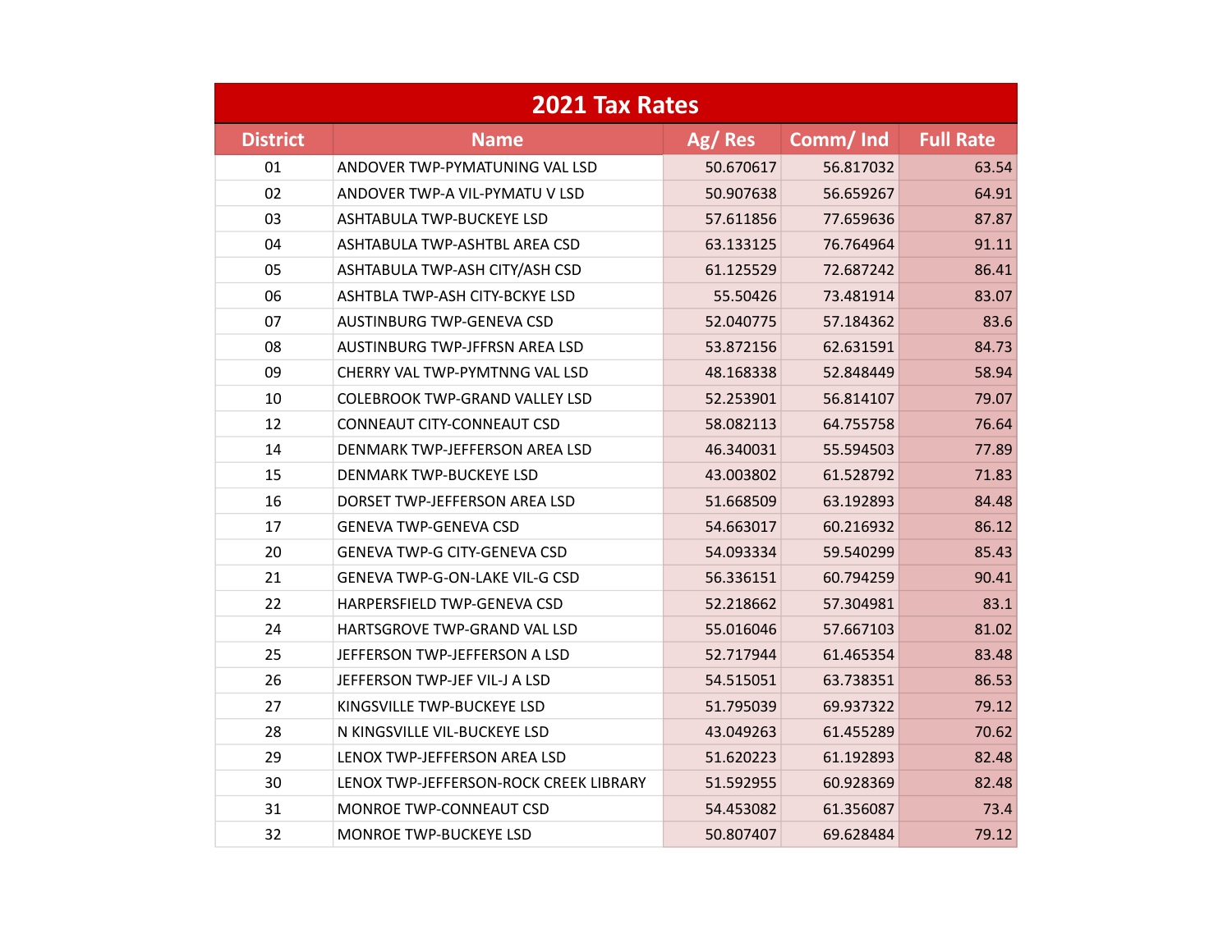| 2021 Tax Rates | | | | |
|---|---|---|---|---|
| District | Name | Ag/ Res | Comm/ Ind | Full Rate |
| 01 | ANDOVER TWP-PYMATUNING VAL LSD | 50.670617 | 56.817032 | 63.54 |
| 02 | ANDOVER TWP-A VIL-PYMATU V LSD | 50.907638 | 56.659267 | 64.91 |
| 03 | ASHTABULA TWP-BUCKEYE LSD | 57.611856 | 77.659636 | 87.87 |
| 04 | ASHTABULA TWP-ASHTBL AREA CSD | 63.133125 | 76.764964 | 91.11 |
| 05 | ASHTABULA TWP-ASH CITY/ASH CSD | 61.125529 | 72.687242 | 86.41 |
| 06 | ASHTBLA TWP-ASH CITY-BCKYE LSD | 55.50426 | 73.481914 | 83.07 |
| 07 | AUSTINBURG TWP-GENEVA CSD | 52.040775 | 57.184362 | 83.6 |
| 08 | AUSTINBURG TWP-JFFRSN AREA LSD | 53.872156 | 62.631591 | 84.73 |
| 09 | CHERRY VAL TWP-PYMTNNG VAL LSD | 48.168338 | 52.848449 | 58.94 |
| 10 | COLEBROOK TWP-GRAND VALLEY LSD | 52.253901 | 56.814107 | 79.07 |
| 12 | CONNEAUT CITY-CONNEAUT CSD | 58.082113 | 64.755758 | 76.64 |
| 14 | DENMARK TWP-JEFFERSON AREA LSD | 46.340031 | 55.594503 | 77.89 |
| 15 | DENMARK TWP-BUCKEYE LSD | 43.003802 | 61.528792 | 71.83 |
| 16 | DORSET TWP-JEFFERSON AREA LSD | 51.668509 | 63.192893 | 84.48 |
| 17 | GENEVA TWP-GENEVA CSD | 54.663017 | 60.216932 | 86.12 |
| 20 | GENEVA TWP-G CITY-GENEVA CSD | 54.093334 | 59.540299 | 85.43 |
| 21 | GENEVA TWP-G-ON-LAKE VIL-G CSD | 56.336151 | 60.794259 | 90.41 |
| 22 | HARPERSFIELD TWP-GENEVA CSD | 52.218662 | 57.304981 | 83.1 |
| 24 | HARTSGROVE TWP-GRAND VAL LSD | 55.016046 | 57.667103 | 81.02 |
| 25 | JEFFERSON TWP-JEFFERSON A LSD | 52.717944 | 61.465354 | 83.48 |
| 26 | JEFFERSON TWP-JEF VIL-J A LSD | 54.515051 | 63.738351 | 86.53 |
| 27 | KINGSVILLE TWP-BUCKEYE LSD | 51.795039 | 69.937322 | 79.12 |
| 28 | N KINGSVILLE VIL-BUCKEYE LSD | 43.049263 | 61.455289 | 70.62 |
| 29 | LENOX TWP-JEFFERSON AREA LSD | 51.620223 | 61.192893 | 82.48 |
| 30 | LENOX TWP-JEFFERSON-ROCK CREEK LIBRARY | 51.592955 | 60.928369 | 82.48 |
| 31 | MONROE TWP-CONNEAUT CSD | 54.453082 | 61.356087 | 73.4 |
| 32 | MONROE TWP-BUCKEYE LSD | 50.807407 | 69.628484 | 79.12 |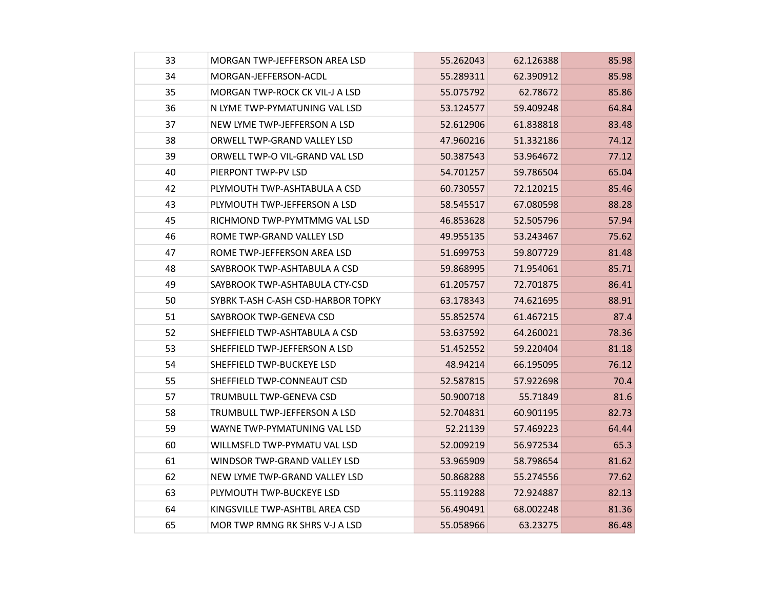| | | | | |
|---|---|---|---|---|
| 33 | MORGAN TWP-JEFFERSON AREA LSD | 55.262043 | 62.126388 | 85.98 |
| 34 | MORGAN-JEFFERSON-ACDL | 55.289311 | 62.390912 | 85.98 |
| 35 | MORGAN TWP-ROCK CK VIL-J A LSD | 55.075792 | 62.78672 | 85.86 |
| 36 | N LYME TWP-PYMATUNING VAL LSD | 53.124577 | 59.409248 | 64.84 |
| 37 | NEW LYME TWP-JEFFERSON A LSD | 52.612906 | 61.838818 | 83.48 |
| 38 | ORWELL TWP-GRAND VALLEY LSD | 47.960216 | 51.332186 | 74.12 |
| 39 | ORWELL TWP-O VIL-GRAND VAL LSD | 50.387543 | 53.964672 | 77.12 |
| 40 | PIERPONT TWP-PV LSD | 54.701257 | 59.786504 | 65.04 |
| 42 | PLYMOUTH TWP-ASHTABULA A CSD | 60.730557 | 72.120215 | 85.46 |
| 43 | PLYMOUTH TWP-JEFFERSON A LSD | 58.545517 | 67.080598 | 88.28 |
| 45 | RICHMOND TWP-PYMTMMG VAL LSD | 46.853628 | 52.505796 | 57.94 |
| 46 | ROME TWP-GRAND VALLEY LSD | 49.955135 | 53.243467 | 75.62 |
| 47 | ROME TWP-JEFFERSON AREA LSD | 51.699753 | 59.807729 | 81.48 |
| 48 | SAYBROOK TWP-ASHTABULA A CSD | 59.868995 | 71.954061 | 85.71 |
| 49 | SAYBROOK TWP-ASHTABULA CTY-CSD | 61.205757 | 72.701875 | 86.41 |
| 50 | SYBRK T-ASH C-ASH CSD-HARBOR TOPKY | 63.178343 | 74.621695 | 88.91 |
| 51 | SAYBROOK TWP-GENEVA CSD | 55.852574 | 61.467215 | 87.4 |
| 52 | SHEFFIELD TWP-ASHTABULA A CSD | 53.637592 | 64.260021 | 78.36 |
| 53 | SHEFFIELD TWP-JEFFERSON A LSD | 51.452552 | 59.220404 | 81.18 |
| 54 | SHEFFIELD TWP-BUCKEYE LSD | 48.94214 | 66.195095 | 76.12 |
| 55 | SHEFFIELD TWP-CONNEAUT CSD | 52.587815 | 57.922698 | 70.4 |
| 57 | TRUMBULL TWP-GENEVA CSD | 50.900718 | 55.71849 | 81.6 |
| 58 | TRUMBULL TWP-JEFFERSON A LSD | 52.704831 | 60.901195 | 82.73 |
| 59 | WAYNE TWP-PYMATUNING VAL LSD | 52.21139 | 57.469223 | 64.44 |
| 60 | WILLMSFLD TWP-PYMATU VAL LSD | 52.009219 | 56.972534 | 65.3 |
| 61 | WINDSOR TWP-GRAND VALLEY LSD | 53.965909 | 58.798654 | 81.62 |
| 62 | NEW LYME TWP-GRAND VALLEY LSD | 50.868288 | 55.274556 | 77.62 |
| 63 | PLYMOUTH TWP-BUCKEYE LSD | 55.119288 | 72.924887 | 82.13 |
| 64 | KINGSVILLE TWP-ASHTBL AREA CSD | 56.490491 | 68.002248 | 81.36 |
| 65 | MOR TWP RMNG RK SHRS V-J A LSD | 55.058966 | 63.23275 | 86.48 |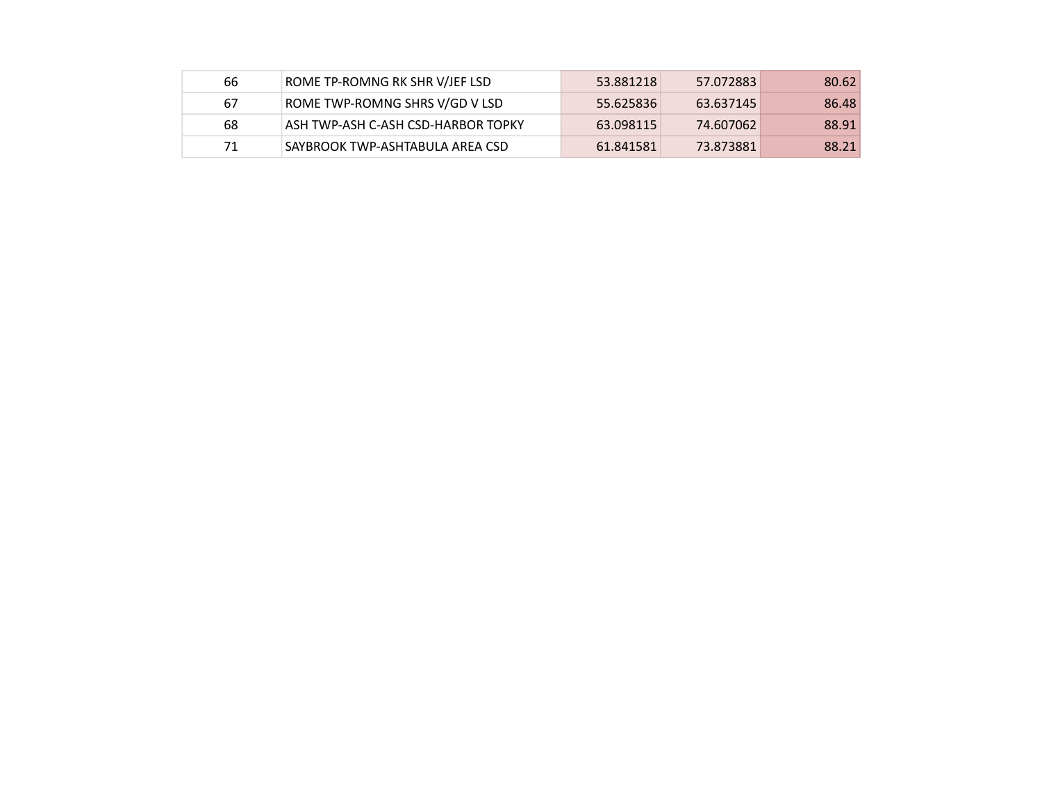| | | | | |
|---|---|---|---|---|
| 66 | ROME TP-ROMNG RK SHR V/JEF LSD | 53.881218 | 57.072883 | 80.62 |
| 67 | ROME TWP-ROMNG SHRS V/GD V LSD | 55.625836 | 63.637145 | 86.48 |
| 68 | ASH TWP-ASH C-ASH CSD-HARBOR TOPKY | 63.098115 | 74.607062 | 88.91 |
| 71 | SAYBROOK TWP-ASHTABULA AREA CSD | 61.841581 | 73.873881 | 88.21 |